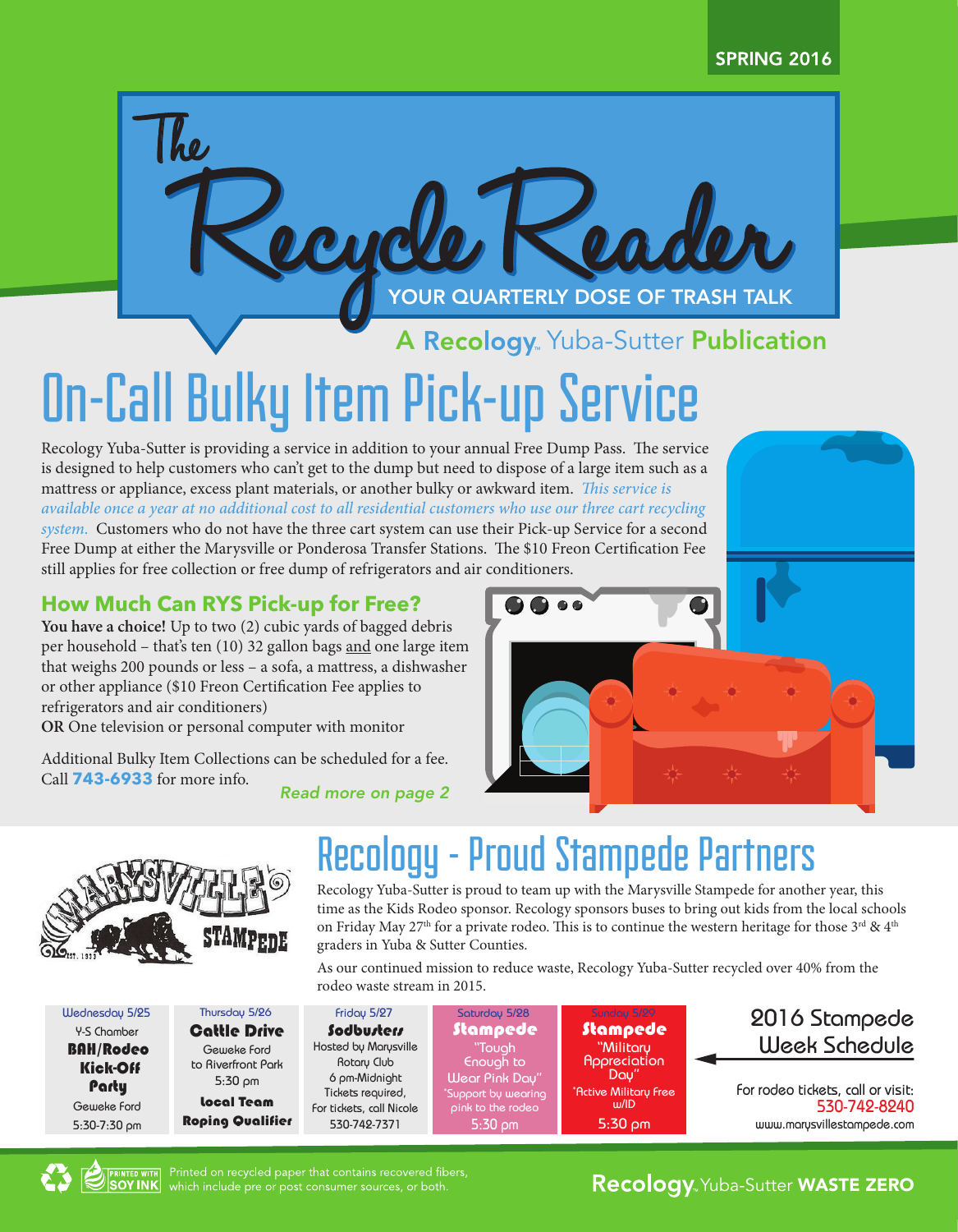SPRING 2016

# The Recycle Reader

YOUR QUARTERLY DOSE OF TRASH TALK

A Recology Yuba-Sutter Publication

# On-Call Bulky Item Pick-up Service

Recology Yuba-Sutter is providing a service in addition to your annual Free Dump Pass. The service is designed to help customers who can't get to the dump but need to dispose of a large item such as a mattress or appliance, excess plant materials, or another bulky or awkward item. *This service is available once a year at no additional cost to all residential customers who use our three cart recycling system.* Customers who do not have the three cart system can use their Pick-up Service for a second Free Dump at either the Marysville or Ponderosa Transfer Stations. The $10 Freon Certification Fee still applies for free collection or free dump of refrigerators and air conditioners.

## How Much Can RYS Pick-up for Free?

**You have a choice!** Up to two (2) cubic yards of bagged debris per household – that's ten (10) 32 gallon bags and one large item that weighs 200 pounds or less – a sofa, a mattress, a dishwasher or other appliance ($10 Freon Certification Fee applies to refrigerators and air conditioners)
**OR** One television or personal computer with monitor

Additional Bulky Item Collections can be scheduled for a fee. Call **743-6933** for more info.

*Read more on page 2*

# Recology - Proud Stampede Partners

Recology Yuba-Sutter is proud to team up with the Marysville Stampede for another year, this time as the Kids Rodeo sponsor. Recology sponsors buses to bring out kids from the local schools on Friday May 27th for a private rodeo. This is to continue the western heritage for those 3rd & 4th graders in Yuba & Sutter Counties.

As our continued mission to reduce waste, Recology Yuba-Sutter recycled over 40% from the rodeo waste stream in 2015.

## 2016 Stampede Week Schedule

| Wednesday 5/25 | Thursday 5/26 | Friday 5/27 | Saturday 5/28 | Sunday 5/29 |
|---|---|---|---|---|
| Y-S Chamber **BAH/Rodeo Kick-Off Party** Geweke Ford 5:30-7:30 pm | **Cattle Drive** Geweke Ford to Riverfront Park 5:30 pm **Local Team Roping Qualifier** | **Sodbusters** Hosted by Marysville Rotary Club 6 pm-Midnight Tickets required, For tickets, call Nicole 530-742-7371 | **Stampede** "Tough Enough to Wear Pink Day" *Support by wearing pink to the rodeo* 5:30 pm | **Stampede** "Military Appreciation Day" *Active Military Free w/ID* 5:30 pm |

For rodeo tickets, call or visit: 530-742-8240 www.marysvillestampede.com

Printed on recycled paper that contains recovered fibers, which include pre or post consumer sources, or both.

Recology Yuba-Sutter WASTE ZERO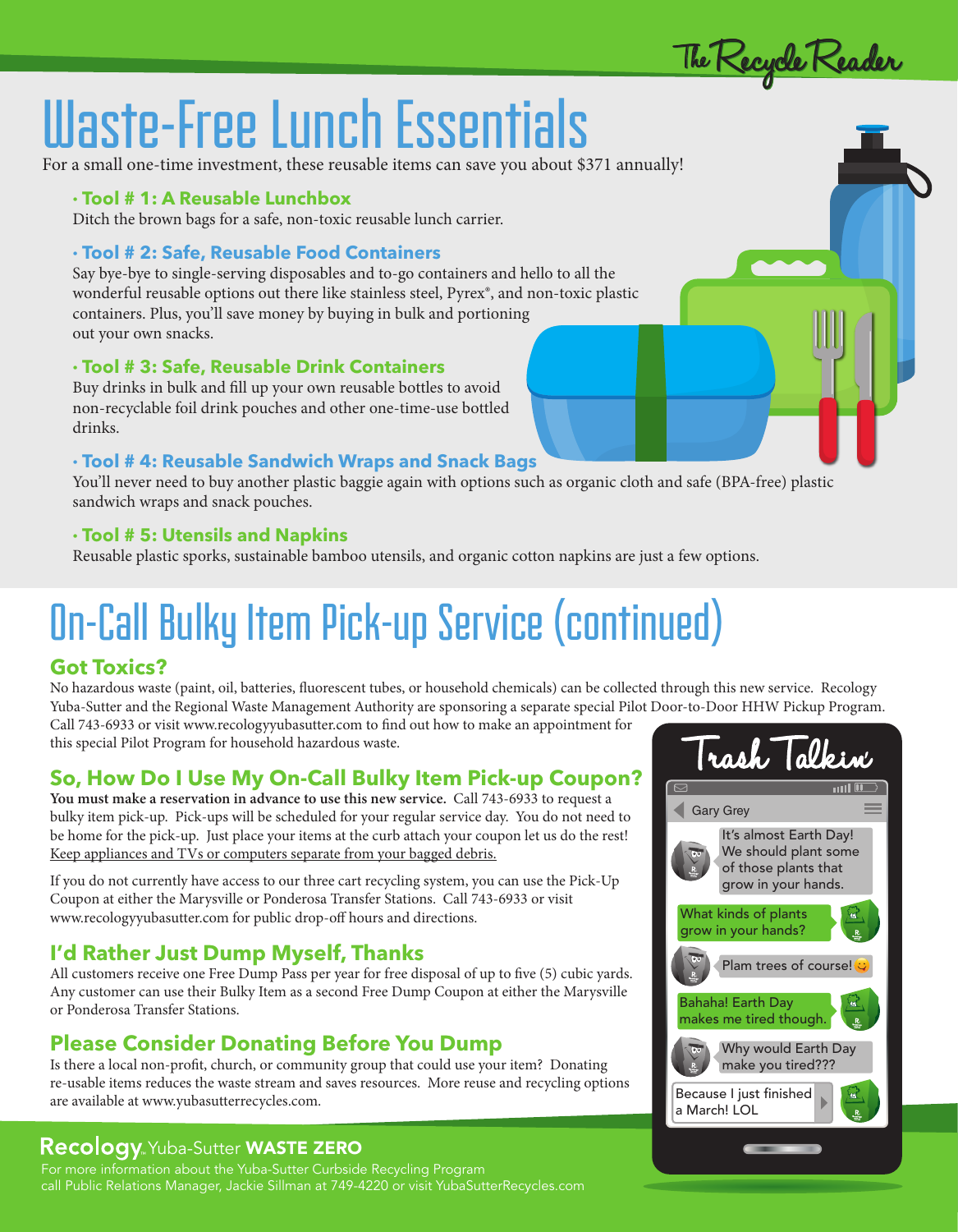# Waste-Free Lunch Essentials

For a small one-time investment, these reusable items can save you about $371 annually!

- **Tool # 1: A Reusable Lunchbox**
  Ditch the brown bags for a safe, non-toxic reusable lunch carrier.

- **Tool # 2: Safe, Reusable Food Containers**
  Say bye-bye to single-serving disposables and to-go containers and hello to all the wonderful reusable options out there like stainless steel, Pyrex®, and non-toxic plastic containers. Plus, you'll save money by buying in bulk and portioning out your own snacks.

- **Tool # 3: Safe, Reusable Drink Containers**
  Buy drinks in bulk and fill up your own reusable bottles to avoid non-recyclable foil drink pouches and other one-time-use bottled drinks.

- **Tool # 4: Reusable Sandwich Wraps and Snack Bags**
  You'll never need to buy another plastic baggie again with options such as organic cloth and safe (BPA-free) plastic sandwich wraps and snack pouches.

- **Tool # 5: Utensils and Napkins**
  Reusable plastic sporks, sustainable bamboo utensils, and organic cotton napkins are just a few options.

# On-Call Bulky Item Pick-up Service (continued)

## Got Toxics?

No hazardous waste (paint, oil, batteries, fluorescent tubes, or household chemicals) can be collected through this new service. Recology Yuba-Sutter and the Regional Waste Management Authority are sponsoring a separate special Pilot Door-to-Door HHW Pickup Program. Call 743-6933 or visit www.recologyyubasutter.com to find out how to make an appointment for this special Pilot Program for household hazardous waste.

## So, How Do I Use My On-Call Bulky Item Pick-up Coupon?

**You must make a reservation in advance to use this new service.** Call 743-6933 to request a bulky item pick-up. Pick-ups will be scheduled for your regular service day. You do not need to be home for the pick-up. Just place your items at the curb attach your coupon let us do the rest! Keep appliances and TVs or computers separate from your bagged debris.

If you do not currently have access to our three cart recycling system, you can use the Pick-Up Coupon at either the Marysville or Ponderosa Transfer Stations. Call 743-6933 or visit www.recologyyubasutter.com for public drop-off hours and directions.

## I'd Rather Just Dump Myself, Thanks

All customers receive one Free Dump Pass per year for free disposal of up to five (5) cubic yards. Any customer can use their Bulky Item as a second Free Dump Coupon at either the Marysville or Ponderosa Transfer Stations.

## Please Consider Donating Before You Dump

Is there a local non-profit, church, or community group that could use your item? Donating re-usable items reduces the waste stream and saves resources. More reuse and recycling options are available at www.yubasutterrecycles.com.

## Trash Talkin'

Gary Grey

It's almost Earth Day! We should plant some of those plants that grow in your hands.

What kinds of plants grow in your hands?

Plam trees of course! 😉

Bahaha! Earth Day makes me tired though.

Why would Earth Day make you tired???

Because I just finished a March! LOL

**Recology** Yuba-Sutter **WASTE ZERO**

For more information about the Yuba-Sutter Curbside Recycling Program call Public Relations Manager, Jackie Sillman at 749-4220 or visit YubaSutterRecycles.com